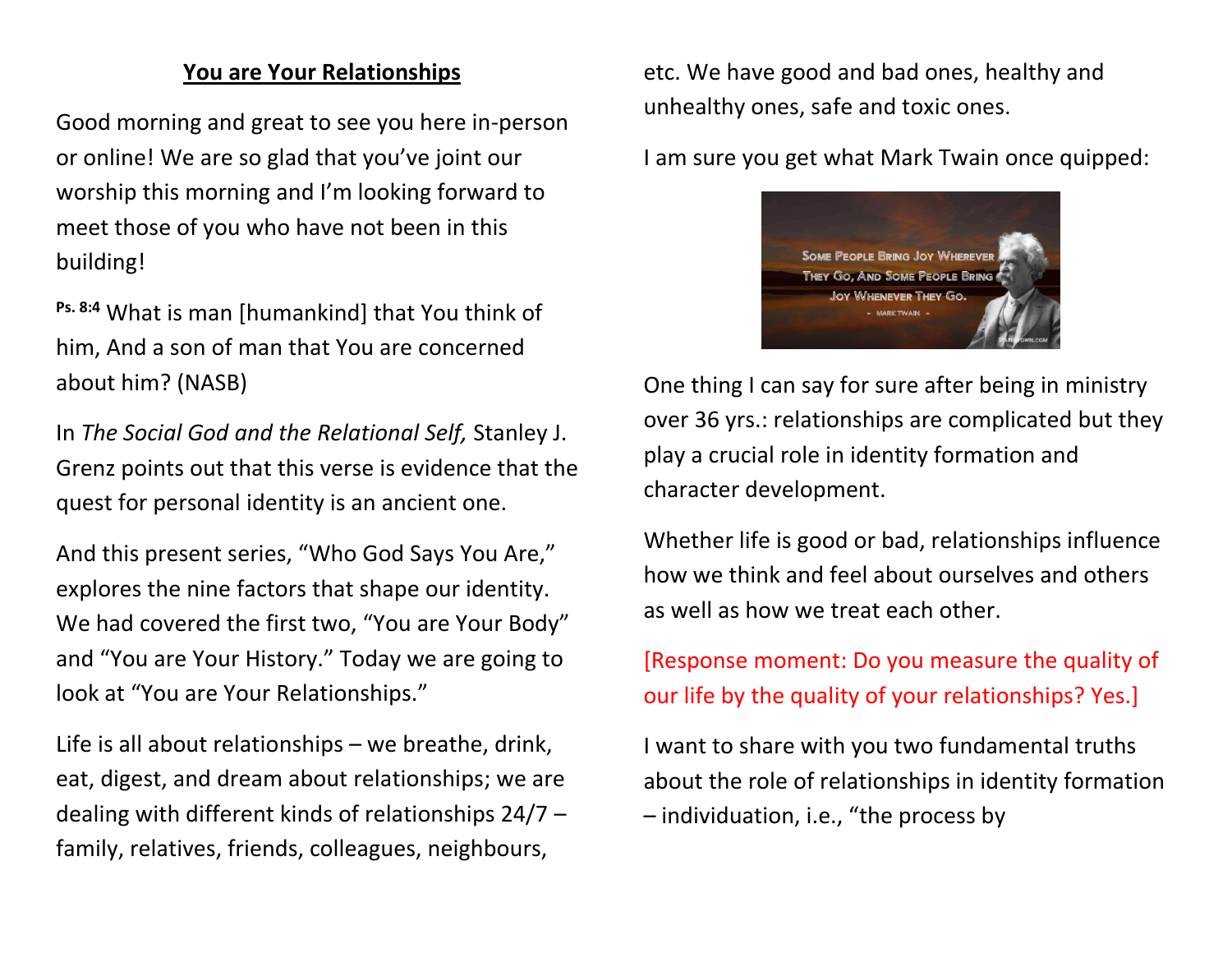# You are Your Relationships

Good morning and great to see you here in-person or online! We are so glad that you've joint our worship this morning and I'm looking forward to meet those of you who have not been in this building!

**Ps. 8:4** What is man [humankind] that You think of him, And a son of man that You are concerned about him? (NASB)

In *The Social God and the Relational Self,* Stanley J. Grenz points out that this verse is evidence that the quest for personal identity is an ancient one.

And this present series, "Who God Says You Are," explores the nine factors that shape our identity. We had covered the first two, "You are Your Body" and "You are Your History." Today we are going to look at "You are Your Relationships."

Life is all about relationships – we breathe, drink, eat, digest, and dream about relationships; we are dealing with different kinds of relationships 24/7 – family, relatives, friends, colleagues, neighbours, etc. We have good and bad ones, healthy and unhealthy ones, safe and toxic ones.

I am sure you get what Mark Twain once quipped:

Some People Bring Joy Wherever They Go, And Some People Bring Joy Whenever They Go. - Mark Twain -

One thing I can say for sure after being in ministry over 36 yrs.: relationships are complicated but they play a crucial role in identity formation and character development.

Whether life is good or bad, relationships influence how we think and feel about ourselves and others as well as how we treat each other.

[Response moment: Do you measure the quality of our life by the quality of your relationships? Yes.]

I want to share with you two fundamental truths about the role of relationships in identity formation – individuation, i.e., "the process by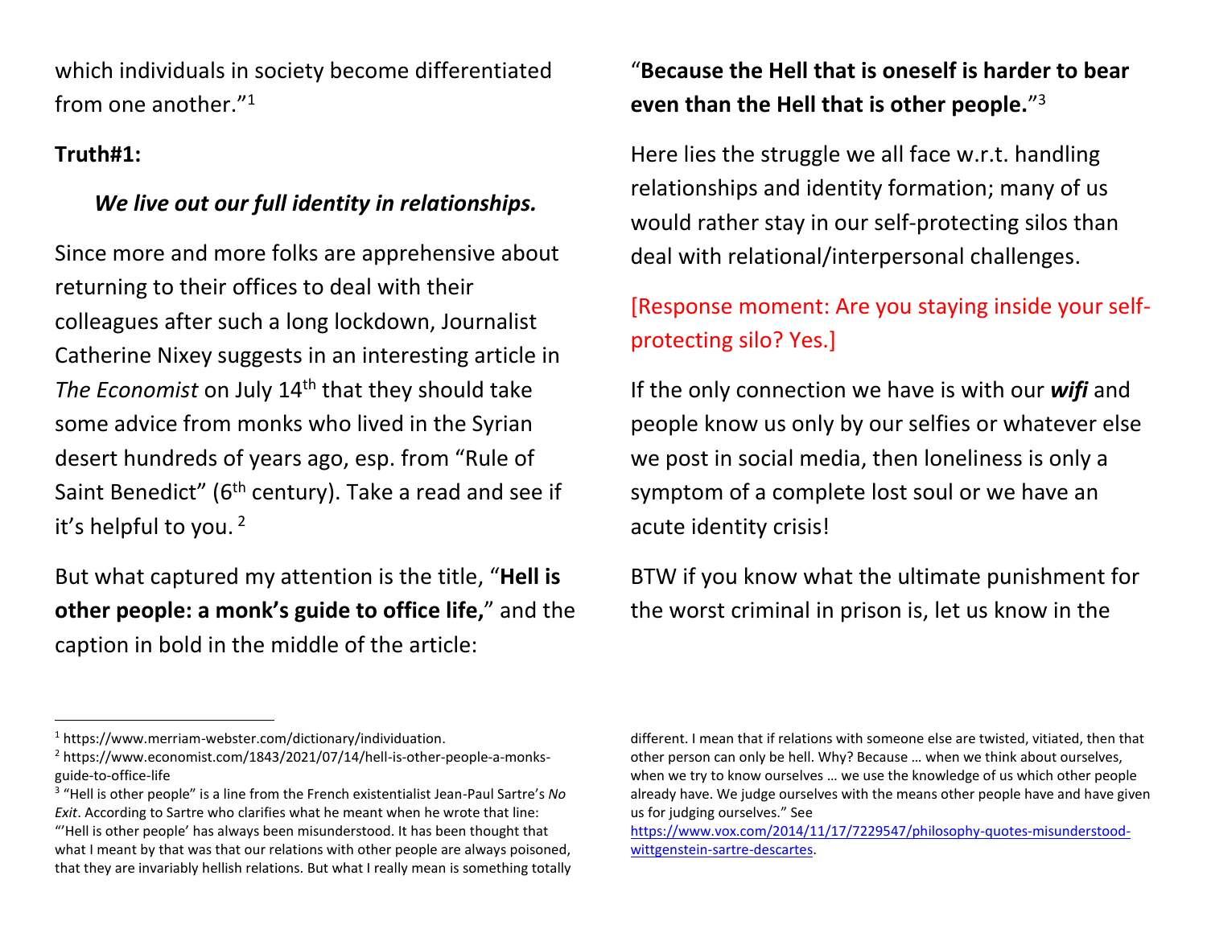which individuals in society become differentiated from one another."[1]

**Truth#1:**

***We live out our full identity in relationships.***

Since more and more folks are apprehensive about returning to their offices to deal with their colleagues after such a long lockdown, Journalist Catherine Nixey suggests in an interesting article in *The Economist* on July 14th that they should take some advice from monks who lived in the Syrian desert hundreds of years ago, esp. from "Rule of Saint Benedict" (6th century). Take a read and see if it's helpful to you. [2]

But what captured my attention is the title, "**Hell is other people: a monk's guide to office life,**" and the caption in bold in the middle of the article:

"**Because the Hell that is oneself is harder to bear even than the Hell that is other people.**"[3]

Here lies the struggle we all face w.r.t. handling relationships and identity formation; many of us would rather stay in our self-protecting silos than deal with relational/interpersonal challenges.

[Response moment: Are you staying inside your self-protecting silo? Yes.]

If the only connection we have is with our ***wifi*** and people know us only by our selfies or whatever else we post in social media, then loneliness is only a symptom of a complete lost soul or we have an acute identity crisis!

BTW if you know what the ultimate punishment for the worst criminal in prison is, let us know in the

---

[1] https://www.merriam-webster.com/dictionary/individuation.

[2] https://www.economist.com/1843/2021/07/14/hell-is-other-people-a-monks-guide-to-office-life

[3] "Hell is other people" is a line from the French existentialist Jean-Paul Sartre's *No Exit*. According to Sartre who clarifies what he meant when he wrote that line: "'Hell is other people' has always been misunderstood. It has been thought that what I meant by that was that our relations with other people are always poisoned, that they are invariably hellish relations. But what I really mean is something totally different. I mean that if relations with someone else are twisted, vitiated, then that other person can only be hell. Why? Because … when we think about ourselves, when we try to know ourselves … we use the knowledge of us which other people already have. We judge ourselves with the means other people have and have given us for judging ourselves." See https://www.vox.com/2014/11/17/7229547/philosophy-quotes-misunderstood-wittgenstein-sartre-descartes.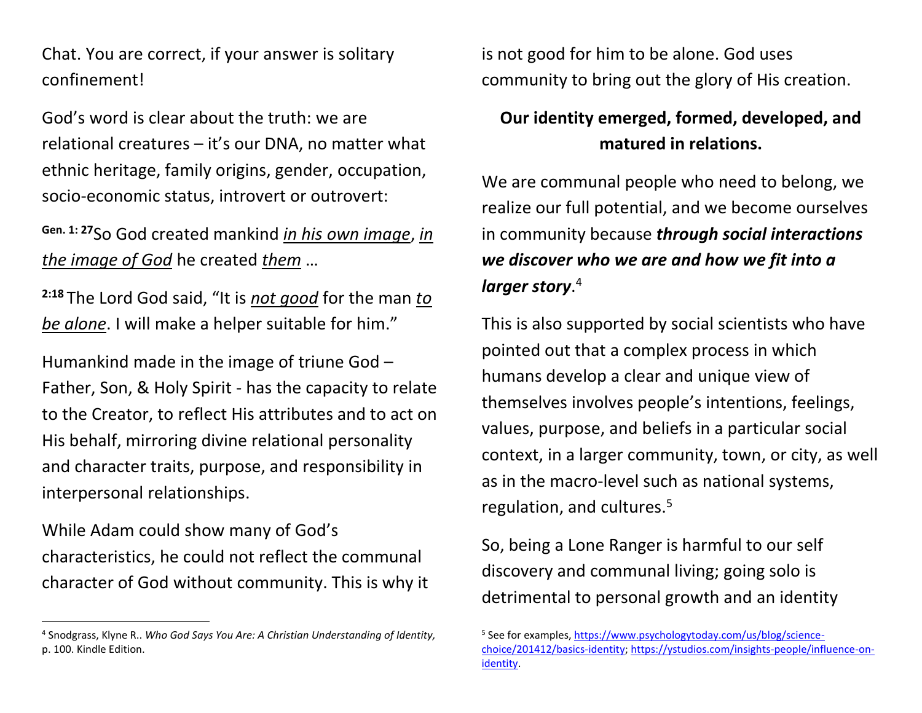Chat. You are correct, if your answer is solitary confinement!

God's word is clear about the truth: we are relational creatures – it's our DNA, no matter what ethnic heritage, family origins, gender, occupation, socio-economic status, introvert or outrovert:

**Gen. 1: 27**So God created mankind <u>*in his own image*</u>, <u>*in the image of God*</u> he created <u>*them*</u> …

**2:18** The Lord God said, "It is <u>*not good*</u> for the man <u>*to be alone*</u>. I will make a helper suitable for him."

Humankind made in the image of triune God – Father, Son, & Holy Spirit - has the capacity to relate to the Creator, to reflect His attributes and to act on His behalf, mirroring divine relational personality and character traits, purpose, and responsibility in interpersonal relationships.

While Adam could show many of God's characteristics, he could not reflect the communal character of God without community. This is why it is not good for him to be alone. God uses community to bring out the glory of His creation.

**Our identity emerged, formed, developed, and matured in relations.**

We are communal people who need to belong, we realize our full potential, and we become ourselves in community because ***through social interactions we discover who we are and how we fit into a larger story***.[4]

This is also supported by social scientists who have pointed out that a complex process in which humans develop a clear and unique view of themselves involves people's intentions, feelings, values, purpose, and beliefs in a particular social context, in a larger community, town, or city, as well as in the macro-level such as national systems, regulation, and cultures.[5]

So, being a Lone Ranger is harmful to our self discovery and communal living; going solo is detrimental to personal growth and an identity

---

[4] Snodgrass, Klyne R.. *Who God Says You Are: A Christian Understanding of Identity,* p. 100. Kindle Edition.

[5] See for examples, https://www.psychologytoday.com/us/blog/science-choice/201412/basics-identity; https://ystudios.com/insights-people/influence-on-identity.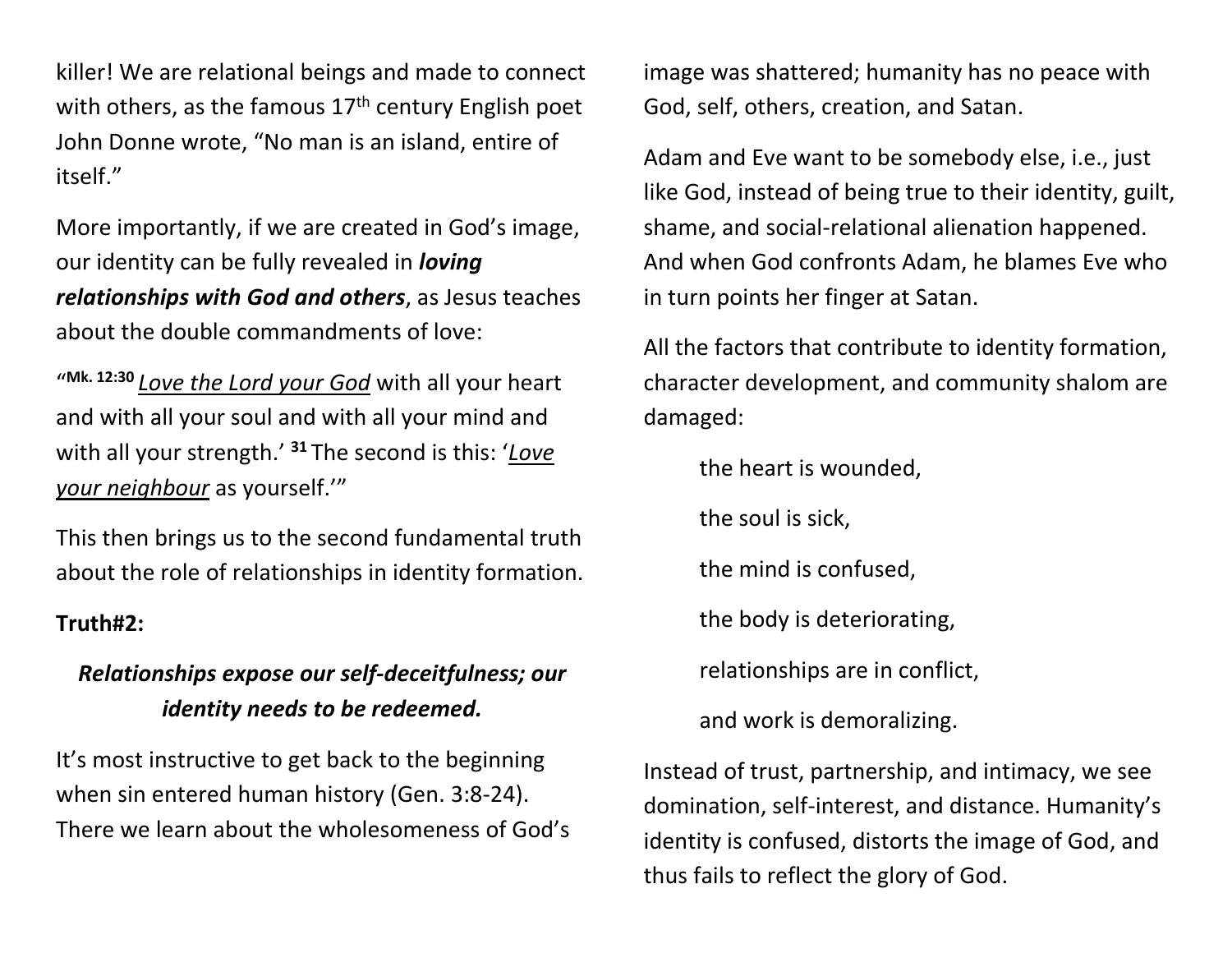killer! We are relational beings and made to connect with others, as the famous 17th century English poet John Donne wrote, "No man is an island, entire of itself."

More importantly, if we are created in God's image, our identity can be fully revealed in ***loving relationships with God and others***, as Jesus teaches about the double commandments of love:

"**Mk. 12:30** <u>*Love the Lord your God*</u> with all your heart and with all your soul and with all your mind and with all your strength.' **31** The second is this: '<u>*Love your neighbour*</u> as yourself.'"

This then brings us to the second fundamental truth about the role of relationships in identity formation.

**Truth#2:**

***Relationships expose our self-deceitfulness; our identity needs to be redeemed.***

It's most instructive to get back to the beginning when sin entered human history (Gen. 3:8-24). There we learn about the wholesomeness of God's image was shattered; humanity has no peace with God, self, others, creation, and Satan.

Adam and Eve want to be somebody else, i.e., just like God, instead of being true to their identity, guilt, shame, and social-relational alienation happened. And when God confronts Adam, he blames Eve who in turn points her finger at Satan.

All the factors that contribute to identity formation, character development, and community shalom are damaged:

> the heart is wounded,
>
> the soul is sick,
>
> the mind is confused,
>
> the body is deteriorating,
>
> relationships are in conflict,
>
> and work is demoralizing.

Instead of trust, partnership, and intimacy, we see domination, self-interest, and distance. Humanity's identity is confused, distorts the image of God, and thus fails to reflect the glory of God.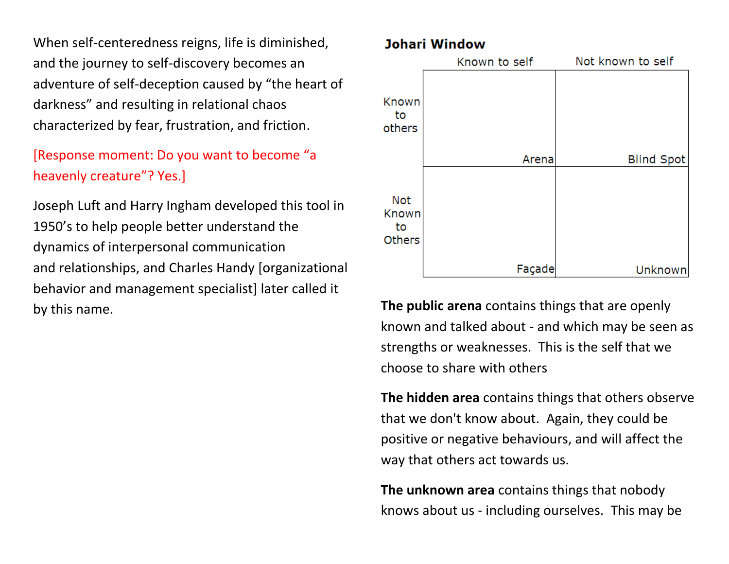When self-centeredness reigns, life is diminished, and the journey to self-discovery becomes an adventure of self-deception caused by "the heart of darkness" and resulting in relational chaos characterized by fear, frustration, and friction.

[Response moment: Do you want to become "a heavenly creature"? Yes.]

Joseph Luft and Harry Ingham developed this tool in 1950's to help people better understand the dynamics of interpersonal communication and relationships, and Charles Handy [organizational behavior and management specialist] later called it by this name.

**Johari Window**

| | Known to self | Not known to self |
|---|---|---|
| Known to others | Arena | Blind Spot |
| Not Known to Others | Façade | Unknown |

**The public arena** contains things that are openly known and talked about - and which may be seen as strengths or weaknesses. This is the self that we choose to share with others

**The hidden area** contains things that others observe that we don't know about. Again, they could be positive or negative behaviours, and will affect the way that others act towards us.

**The unknown area** contains things that nobody knows about us - including ourselves. This may be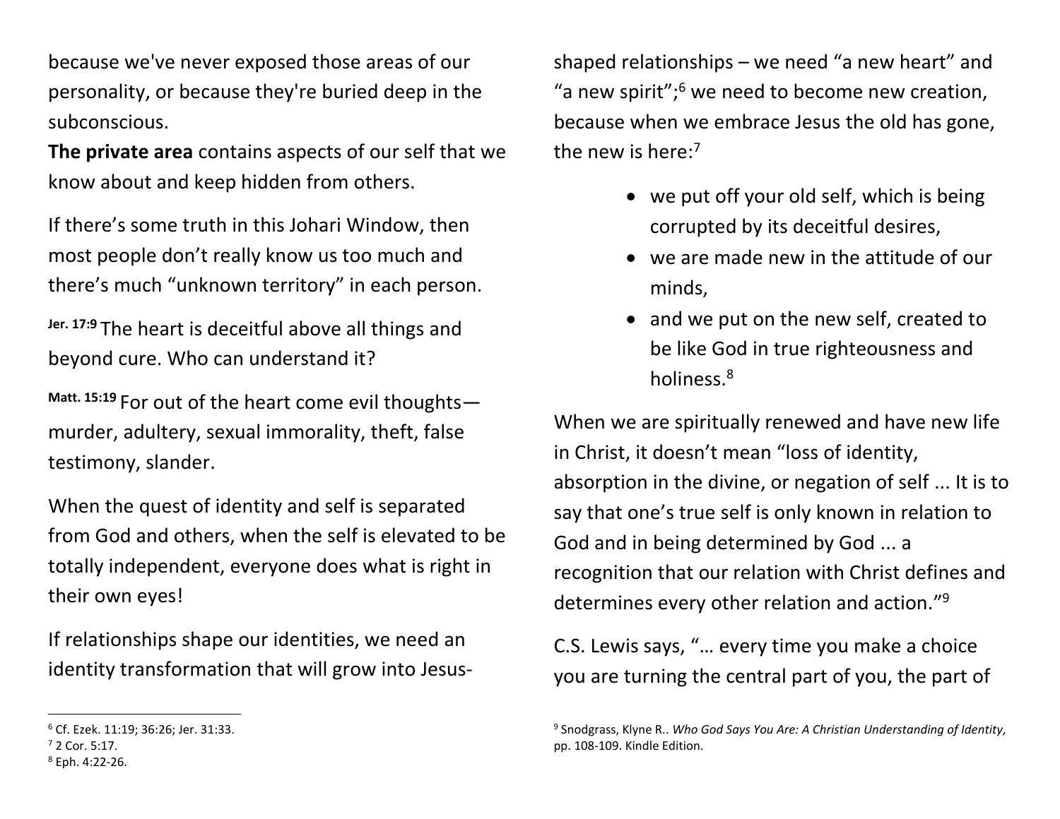because we've never exposed those areas of our personality, or because they're buried deep in the subconscious.

**The private area** contains aspects of our self that we know about and keep hidden from others.

If there's some truth in this Johari Window, then most people don't really know us too much and there's much "unknown territory" in each person.

[Jer. 17:9] The heart is deceitful above all things and beyond cure. Who can understand it?

[Matt. 15:19] For out of the heart come evil thoughts—murder, adultery, sexual immorality, theft, false testimony, slander.

When the quest of identity and self is separated from God and others, when the self is elevated to be totally independent, everyone does what is right in their own eyes!

If relationships shape our identities, we need an identity transformation that will grow into Jesus-shaped relationships – we need "a new heart" and "a new spirit";[6] we need to become new creation, because when we embrace Jesus the old has gone, the new is here:[7]

- we put off your old self, which is being corrupted by its deceitful desires,
- we are made new in the attitude of our minds,
- and we put on the new self, created to be like God in true righteousness and holiness.[8]

When we are spiritually renewed and have new life in Christ, it doesn't mean "loss of identity, absorption in the divine, or negation of self ... It is to say that one's true self is only known in relation to God and in being determined by God ... a recognition that our relation with Christ defines and determines every other relation and action."[9]

C.S. Lewis says, "… every time you make a choice you are turning the central part of you, the part of

---

[6] Cf. Ezek. 11:19; 36:26; Jer. 31:33.

[7] 2 Cor. 5:17.

[8] Eph. 4:22-26.

[9] Snodgrass, Klyne R.. *Who God Says You Are: A Christian Understanding of Identity,* pp. 108-109. Kindle Edition.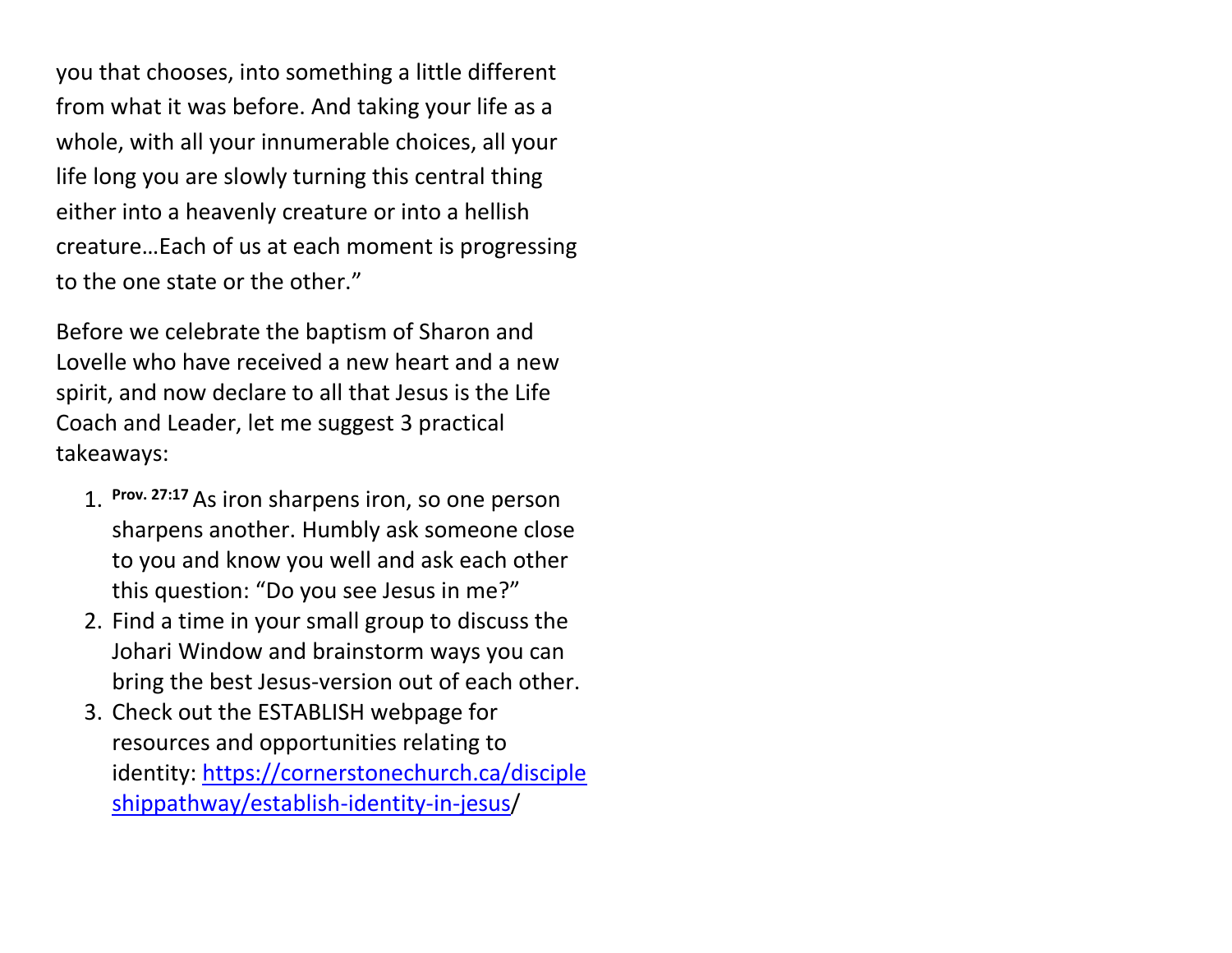you that chooses, into something a little different from what it was before. And taking your life as a whole, with all your innumerable choices, all your life long you are slowly turning this central thing either into a heavenly creature or into a hellish creature…Each of us at each moment is progressing to the one state or the other."

Before we celebrate the baptism of Sharon and Lovelle who have received a new heart and a new spirit, and now declare to all that Jesus is the Life Coach and Leader, let me suggest 3 practical takeaways:

1. **Prov. 27:17** As iron sharpens iron, so one person sharpens another. Humbly ask someone close to you and know you well and ask each other this question: "Do you see Jesus in me?"
2. Find a time in your small group to discuss the Johari Window and brainstorm ways you can bring the best Jesus-version out of each other.
3. Check out the ESTABLISH webpage for resources and opportunities relating to identity: [https://cornerstonechurch.ca/discipleshippathway/establish-identity-in-jesus](https://cornerstonechurch.ca/discipleshippathway/establish-identity-in-jesus)/